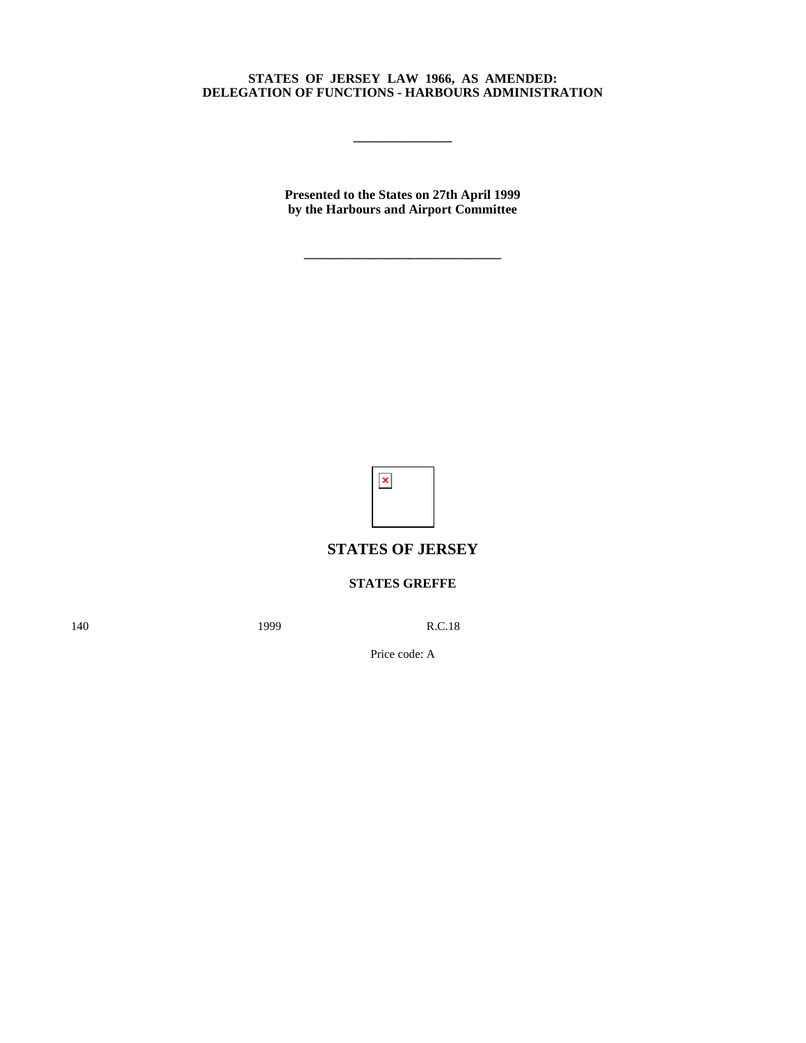**STATES OF JERSEY LAW 1966, AS AMENDED:**
**DELEGATION OF FUNCTIONS - HARBOURS ADMINISTRATION**

---

**Presented to the States on 27th April 1999**
**by the Harbours and Airport Committee**

---

## STATES OF JERSEY

### STATES GREFFE

140 1999 R.C.18

Price code: A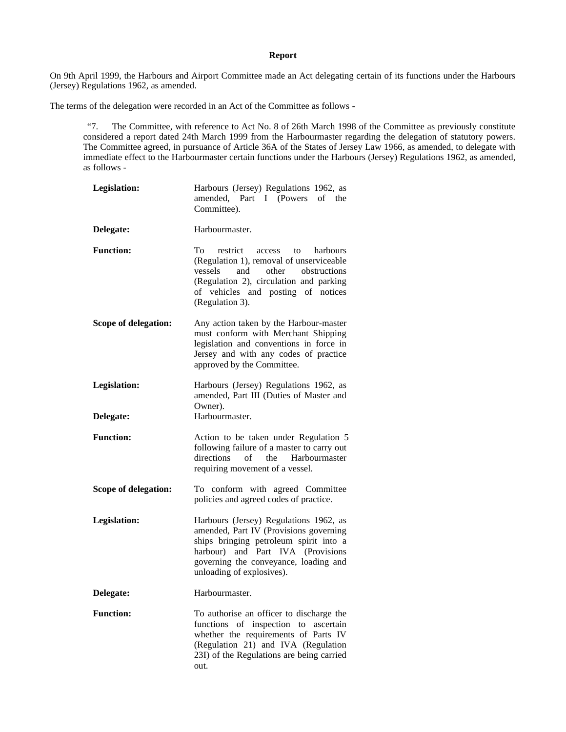**Report**

On 9th April 1999, the Harbours and Airport Committee made an Act delegating certain of its functions under the Harbours (Jersey) Regulations 1962, as amended.

The terms of the delegation were recorded in an Act of the Committee as follows -

> "7. The Committee, with reference to Act No. 8 of 26th March 1998 of the Committee as previously constituted considered a report dated 24th March 1999 from the Harbourmaster regarding the delegation of statutory powers. The Committee agreed, in pursuance of Article 36A of the States of Jersey Law 1966, as amended, to delegate with immediate effect to the Harbourmaster certain functions under the Harbours (Jersey) Regulations 1962, as amended, as follows -

| | |
|---|---|
| **Legislation:** | Harbours (Jersey) Regulations 1962, as amended, Part I (Powers of the Committee). |
| **Delegate:** | Harbourmaster. |
| **Function:** | To restrict access to harbours (Regulation 1), removal of unserviceable vessels and other obstructions (Regulation 2), circulation and parking of vehicles and posting of notices (Regulation 3). |
| **Scope of delegation:** | Any action taken by the Harbour-master must conform with Merchant Shipping legislation and conventions in force in Jersey and with any codes of practice approved by the Committee. |
| **Legislation:** | Harbours (Jersey) Regulations 1962, as amended, Part III (Duties of Master and Owner). |
| **Delegate:** | Harbourmaster. |
| **Function:** | Action to be taken under Regulation 5 following failure of a master to carry out directions of the Harbourmaster requiring movement of a vessel. |
| **Scope of delegation:** | To conform with agreed Committee policies and agreed codes of practice. |
| **Legislation:** | Harbours (Jersey) Regulations 1962, as amended, Part IV (Provisions governing ships bringing petroleum spirit into a harbour) and Part IVA (Provisions governing the conveyance, loading and unloading of explosives). |
| **Delegate:** | Harbourmaster. |
| **Function:** | To authorise an officer to discharge the functions of inspection to ascertain whether the requirements of Parts IV (Regulation 21) and IVA (Regulation 23I) of the Regulations are being carried out. |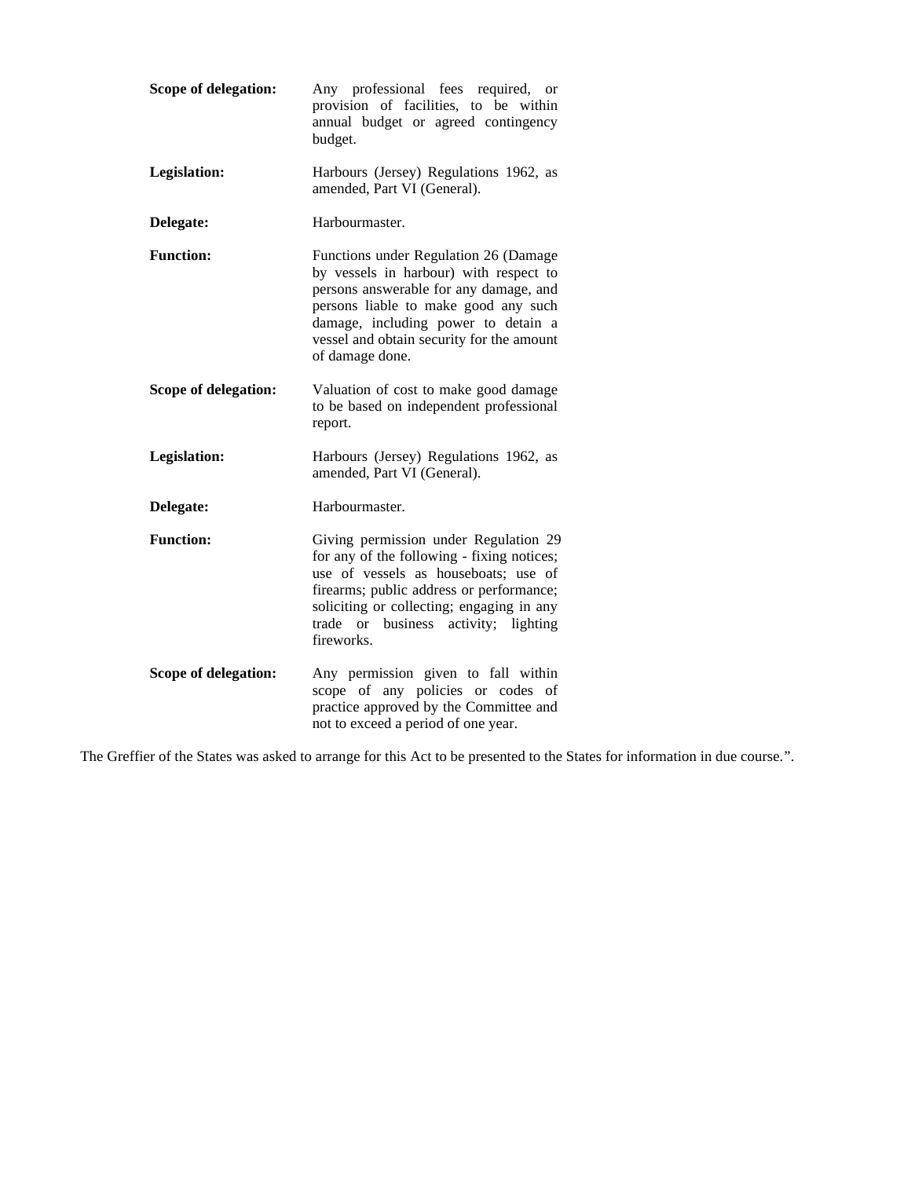| | |
|---|---|
| **Scope of delegation:** | Any professional fees required, or provision of facilities, to be within annual budget or agreed contingency budget. |
| **Legislation:** | Harbours (Jersey) Regulations 1962, as amended, Part VI (General). |
| **Delegate:** | Harbourmaster. |
| **Function:** | Functions under Regulation 26 (Damage by vessels in harbour) with respect to persons answerable for any damage, and persons liable to make good any such damage, including power to detain a vessel and obtain security for the amount of damage done. |
| **Scope of delegation:** | Valuation of cost to make good damage to be based on independent professional report. |
| **Legislation:** | Harbours (Jersey) Regulations 1962, as amended, Part VI (General). |
| **Delegate:** | Harbourmaster. |
| **Function:** | Giving permission under Regulation 29 for any of the following - fixing notices; use of vessels as houseboats; use of firearms; public address or performance; soliciting or collecting; engaging in any trade or business activity; lighting fireworks. |
| **Scope of delegation:** | Any permission given to fall within scope of any policies or codes of practice approved by the Committee and not to exceed a period of one year. |

The Greffier of the States was asked to arrange for this Act to be presented to the States for information in due course.".